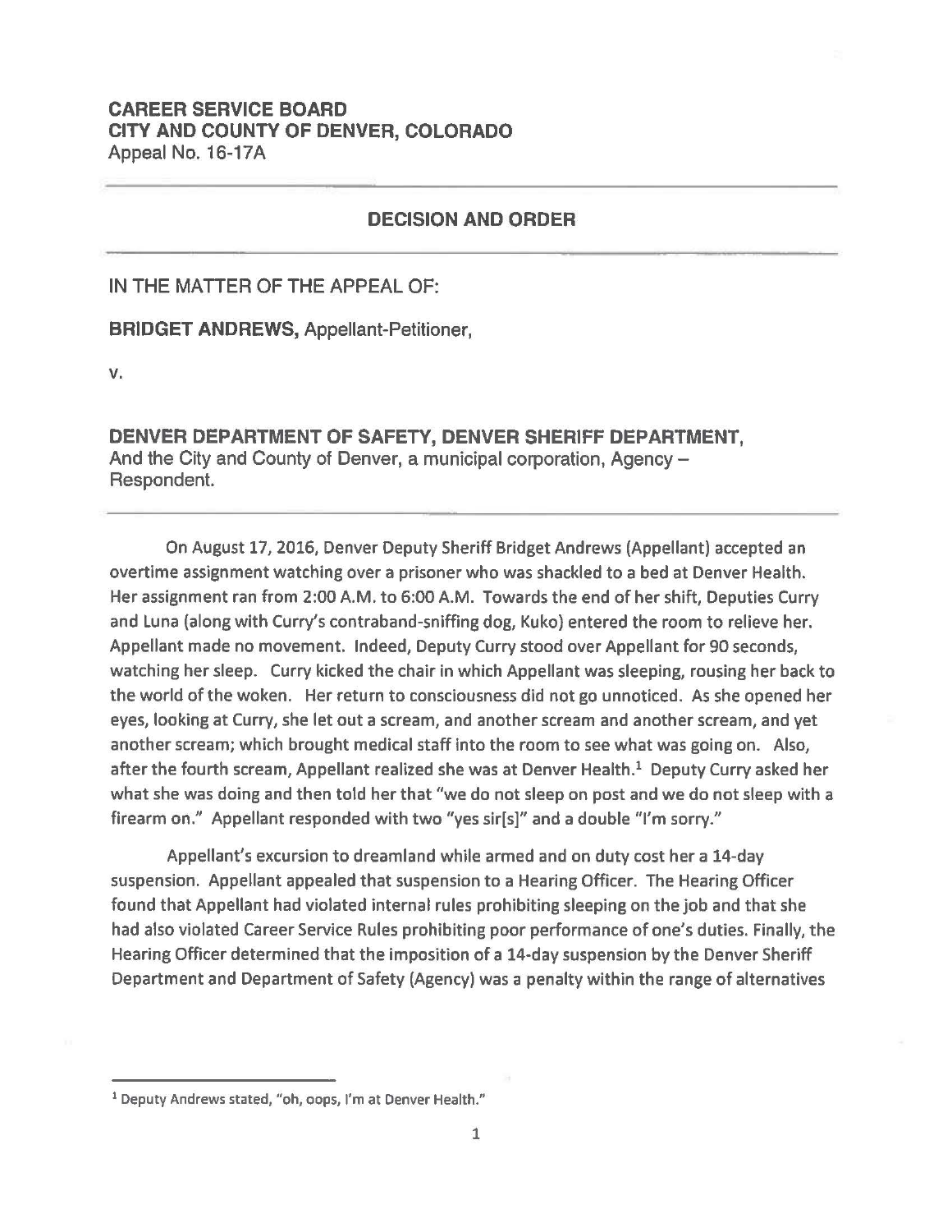**CAREER SERVICE BOARD**
**CITY AND COUNTY OF DENVER, COLORADO**
Appeal No. 16-17A

---

## DECISION AND ORDER

---

IN THE MATTER OF THE APPEAL OF:

**BRIDGET ANDREWS,** Appellant-Petitioner,

v.

**DENVER DEPARTMENT OF SAFETY, DENVER SHERIFF DEPARTMENT,**
And the City and County of Denver, a municipal corporation, Agency – Respondent.

---

On August 17, 2016, Denver Deputy Sheriff Bridget Andrews (Appellant) accepted an overtime assignment watching over a prisoner who was shackled to a bed at Denver Health. Her assignment ran from 2:00 A.M. to 6:00 A.M. Towards the end of her shift, Deputies Curry and Luna (along with Curry's contraband-sniffing dog, Kuko) entered the room to relieve her. Appellant made no movement. Indeed, Deputy Curry stood over Appellant for 90 seconds, watching her sleep. Curry kicked the chair in which Appellant was sleeping, rousing her back to the world of the woken. Her return to consciousness did not go unnoticed. As she opened her eyes, looking at Curry, she let out a scream, and another scream and another scream, and yet another scream; which brought medical staff into the room to see what was going on. Also, after the fourth scream, Appellant realized she was at Denver Health.[1] Deputy Curry asked her what she was doing and then told her that "we do not sleep on post and we do not sleep with a firearm on." Appellant responded with two "yes sir[s]" and a double "I'm sorry."

Appellant's excursion to dreamland while armed and on duty cost her a 14-day suspension. Appellant appealed that suspension to a Hearing Officer. The Hearing Officer found that Appellant had violated internal rules prohibiting sleeping on the job and that she had also violated Career Service Rules prohibiting poor performance of one's duties. Finally, the Hearing Officer determined that the imposition of a 14-day suspension by the Denver Sheriff Department and Department of Safety (Agency) was a penalty within the range of alternatives

---

[1] Deputy Andrews stated, "oh, oops, I'm at Denver Health."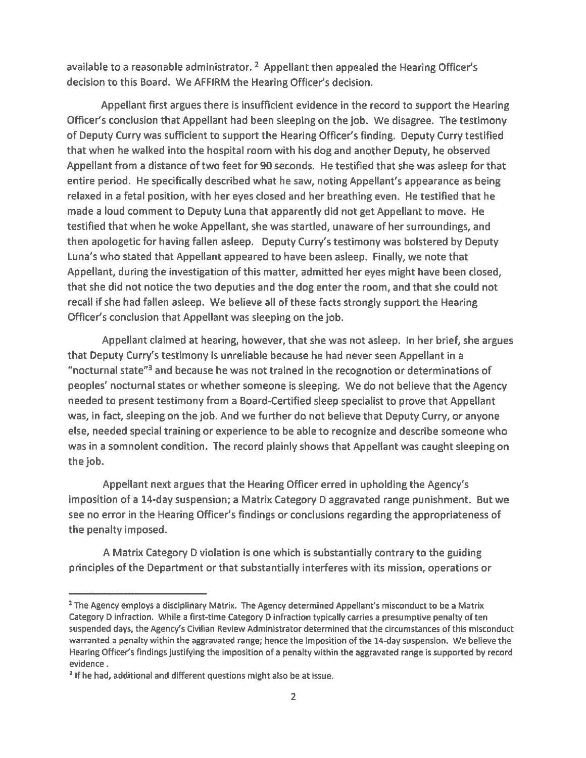available to a reasonable administrator. [2] Appellant then appealed the Hearing Officer's decision to this Board. We AFFIRM the Hearing Officer's decision.

Appellant first argues there is insufficient evidence in the record to support the Hearing Officer's conclusion that Appellant had been sleeping on the job. We disagree. The testimony of Deputy Curry was sufficient to support the Hearing Officer's finding. Deputy Curry testified that when he walked into the hospital room with his dog and another Deputy, he observed Appellant from a distance of two feet for 90 seconds. He testified that she was asleep for that entire period. He specifically described what he saw, noting Appellant's appearance as being relaxed in a fetal position, with her eyes closed and her breathing even. He testified that he made a loud comment to Deputy Luna that apparently did not get Appellant to move. He testified that when he woke Appellant, she was startled, unaware of her surroundings, and then apologetic for having fallen asleep. Deputy Curry's testimony was bolstered by Deputy Luna's who stated that Appellant appeared to have been asleep. Finally, we note that Appellant, during the investigation of this matter, admitted her eyes might have been closed, that she did not notice the two deputies and the dog enter the room, and that she could not recall if she had fallen asleep. We believe all of these facts strongly support the Hearing Officer's conclusion that Appellant was sleeping on the job.

Appellant claimed at hearing, however, that she was not asleep. In her brief, she argues that Deputy Curry's testimony is unreliable because he had never seen Appellant in a "nocturnal state"[3] and because he was not trained in the recognotion or determinations of peoples' nocturnal states or whether someone is sleeping. We do not believe that the Agency needed to present testimony from a Board-Certified sleep specialist to prove that Appellant was, in fact, sleeping on the job. And we further do not believe that Deputy Curry, or anyone else, needed special training or experience to be able to recognize and describe someone who was in a somnolent condition. The record plainly shows that Appellant was caught sleeping on the job.

Appellant next argues that the Hearing Officer erred in upholding the Agency's imposition of a 14-day suspension; a Matrix Category D aggravated range punishment. But we see no error in the Hearing Officer's findings or conclusions regarding the appropriateness of the penalty imposed.

A Matrix Category D violation is one which is substantially contrary to the guiding principles of the Department or that substantially interferes with its mission, operations or

---

[2] The Agency employs a disciplinary Matrix. The Agency determined Appellant's misconduct to be a Matrix Category D infraction. While a first-time Category D infraction typically carries a presumptive penalty of ten suspended days, the Agency's Civilian Review Administrator determined that the circumstances of this misconduct warranted a penalty within the aggravated range; hence the imposition of the 14-day suspension. We believe the Hearing Officer's findings justifying the imposition of a penalty within the aggravated range is supported by record evidence .

[3] If he had, additional and different questions might also be at issue.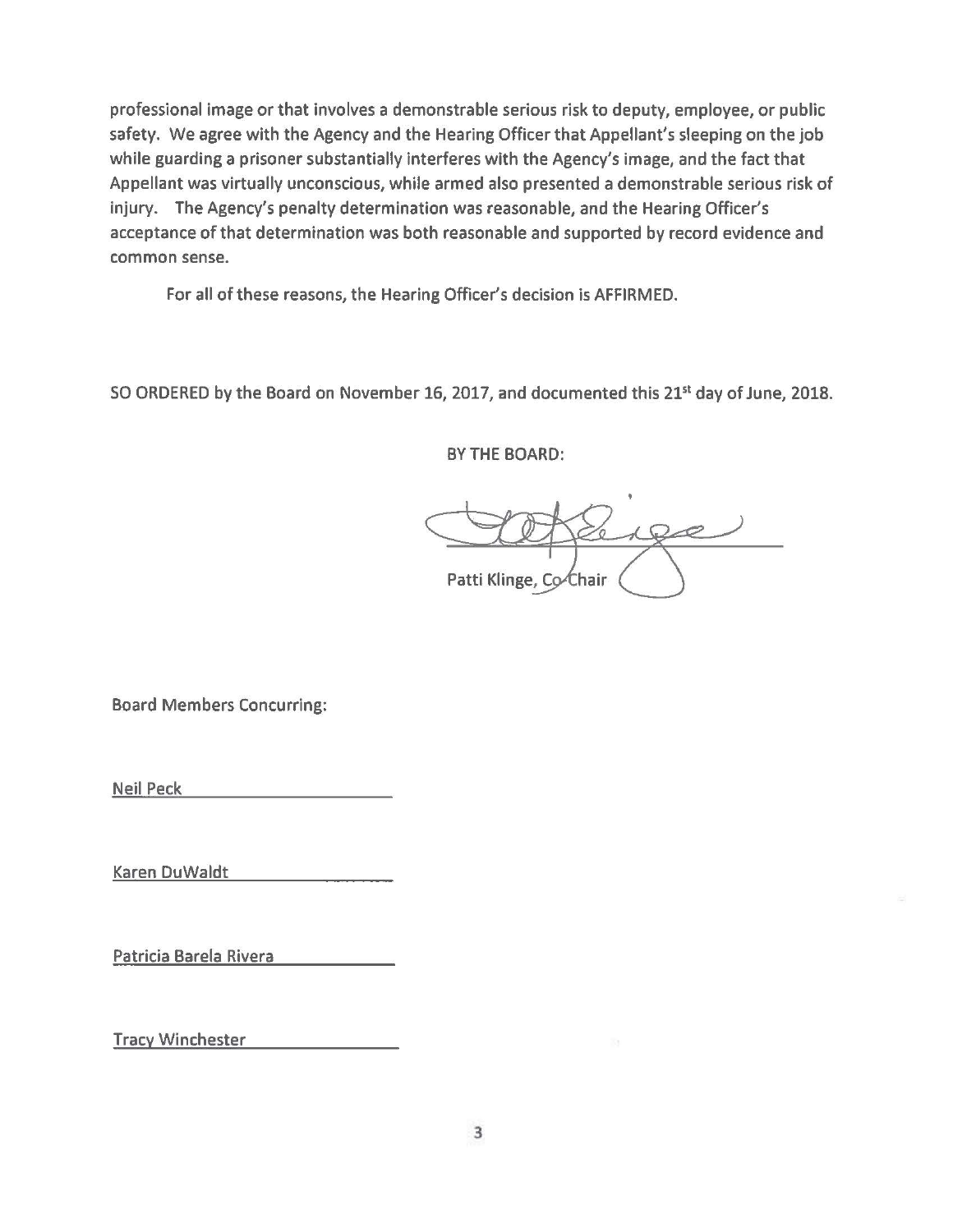professional image or that involves a demonstrable serious risk to deputy, employee, or public safety. We agree with the Agency and the Hearing Officer that Appellant's sleeping on the job while guarding a prisoner substantially interferes with the Agency's image, and the fact that Appellant was virtually unconscious, while armed also presented a demonstrable serious risk of injury. The Agency's penalty determination was reasonable, and the Hearing Officer's acceptance of that determination was both reasonable and supported by record evidence and common sense.

For all of these reasons, the Hearing Officer's decision is AFFIRMED.

SO ORDERED by the Board on November 16, 2017, and documented this 21st day of June, 2018.

BY THE BOARD:

Patti Klinge, Co-Chair

Board Members Concurring:

Neil Peck

Karen DuWaldt

Patricia Barela Rivera

Tracy Winchester